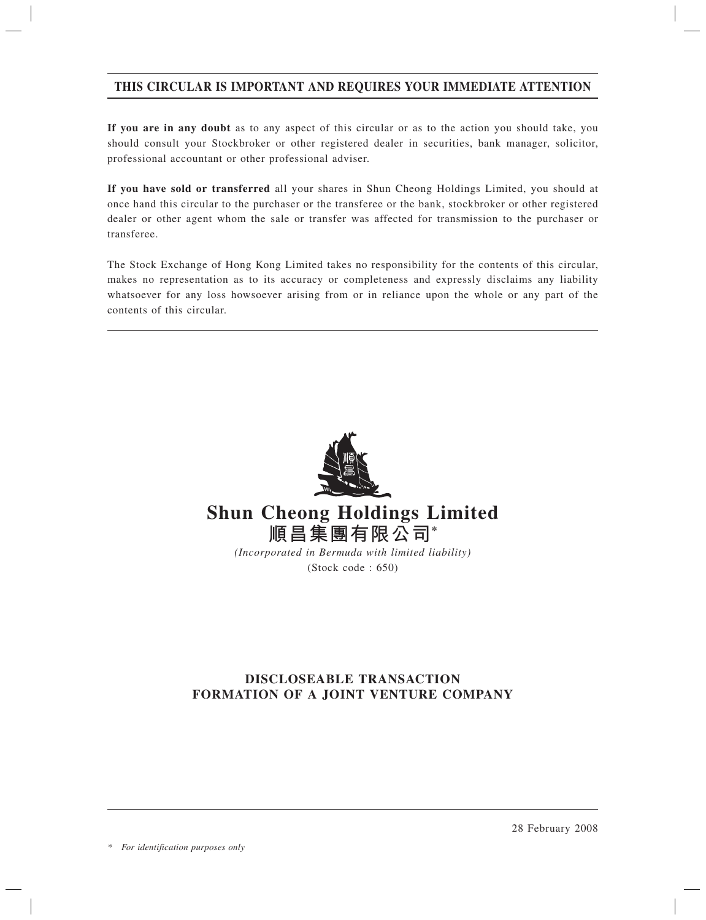**THIS CIRCULAR IS IMPORTANT AND REQUIRES YOUR IMMEDIATE ATTENTION**

**If you are in any doubt** as to any aspect of this circular or as to the action you should take, you should consult your Stockbroker or other registered dealer in securities, bank manager, solicitor, professional accountant or other professional adviser.

**If you have sold or transferred** all your shares in Shun Cheong Holdings Limited, you should at once hand this circular to the purchaser or the transferee or the bank, stockbroker or other registered dealer or other agent whom the sale or transfer was affected for transmission to the purchaser or transferee.

The Stock Exchange of Hong Kong Limited takes no responsibility for the contents of this circular, makes no representation as to its accuracy or completeness and expressly disclaims any liability whatsoever for any loss howsoever arising from or in reliance upon the whole or any part of the contents of this circular.

# Shun Cheong Holdings Limited
# 順昌集團有限公司*

*(Incorporated in Bermuda with limited liability)*

(Stock code : 650)

## DISCLOSEABLE TRANSACTION
## FORMATION OF A JOINT VENTURE COMPANY

28 February 2008

\* *For identification purposes only*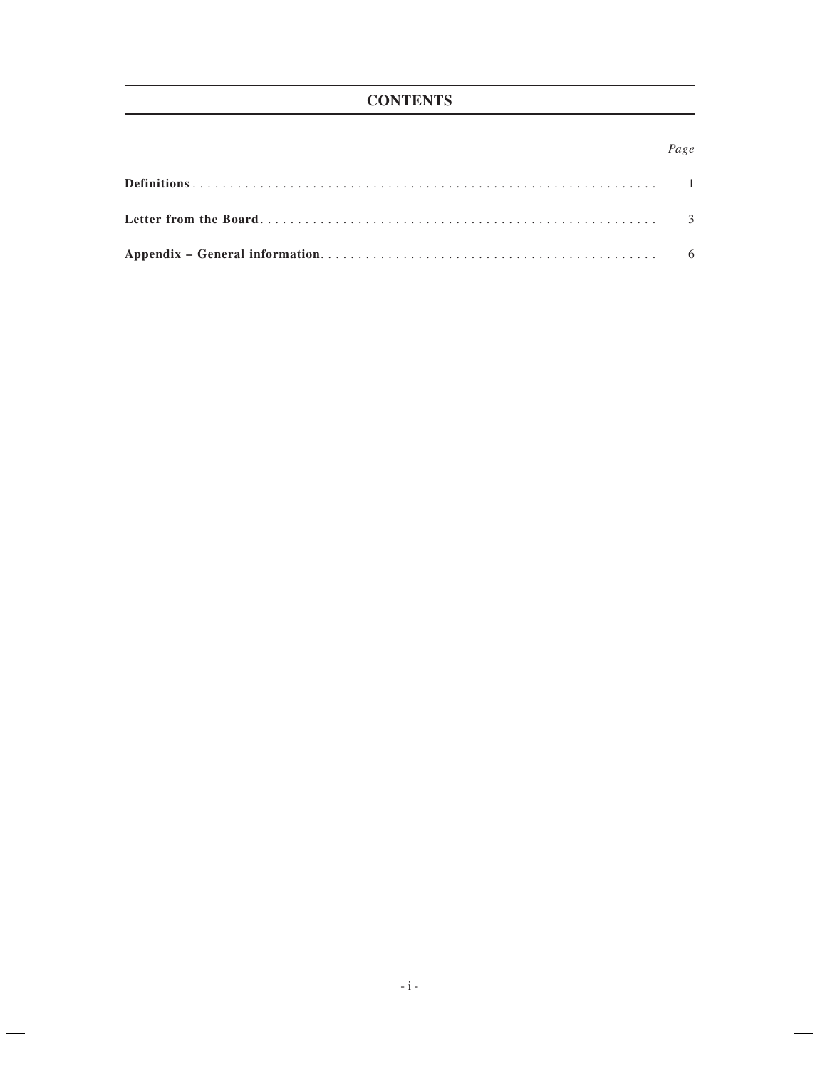# CONTENTS

| | *Page* |
|---|---|
| **Definitions** | 1 |
| **Letter from the Board** | 3 |
| **Appendix – General information** | 6 |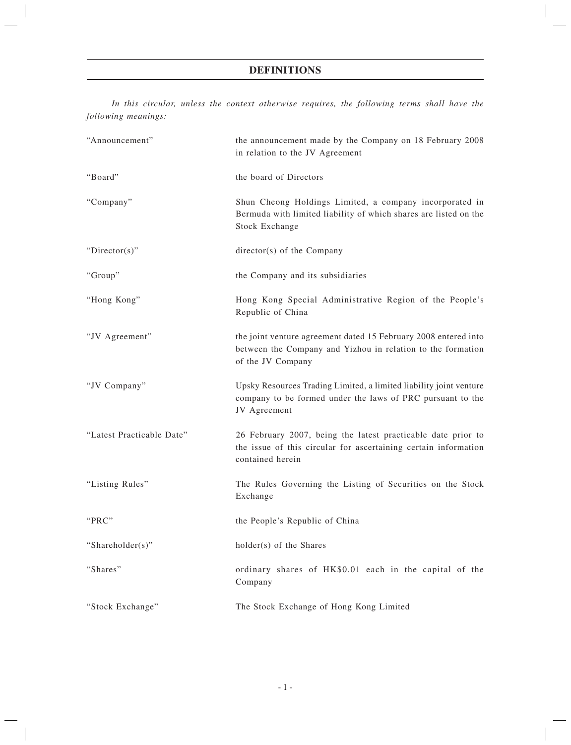# DEFINITIONS

*In this circular, unless the context otherwise requires, the following terms shall have the following meanings:*

| | |
|---|---|
| "Announcement" | the announcement made by the Company on 18 February 2008 in relation to the JV Agreement |
| "Board" | the board of Directors |
| "Company" | Shun Cheong Holdings Limited, a company incorporated in Bermuda with limited liability of which shares are listed on the Stock Exchange |
| "Director(s)" | director(s) of the Company |
| "Group" | the Company and its subsidiaries |
| "Hong Kong" | Hong Kong Special Administrative Region of the People's Republic of China |
| "JV Agreement" | the joint venture agreement dated 15 February 2008 entered into between the Company and Yizhou in relation to the formation of the JV Company |
| "JV Company" | Upsky Resources Trading Limited, a limited liability joint venture company to be formed under the laws of PRC pursuant to the JV Agreement |
| "Latest Practicable Date" | 26 February 2007, being the latest practicable date prior to the issue of this circular for ascertaining certain information contained herein |
| "Listing Rules" | The Rules Governing the Listing of Securities on the Stock Exchange |
| "PRC" | the People's Republic of China |
| "Shareholder(s)" | holder(s) of the Shares |
| "Shares" | ordinary shares of HK$0.01 each in the capital of the Company |
| "Stock Exchange" | The Stock Exchange of Hong Kong Limited |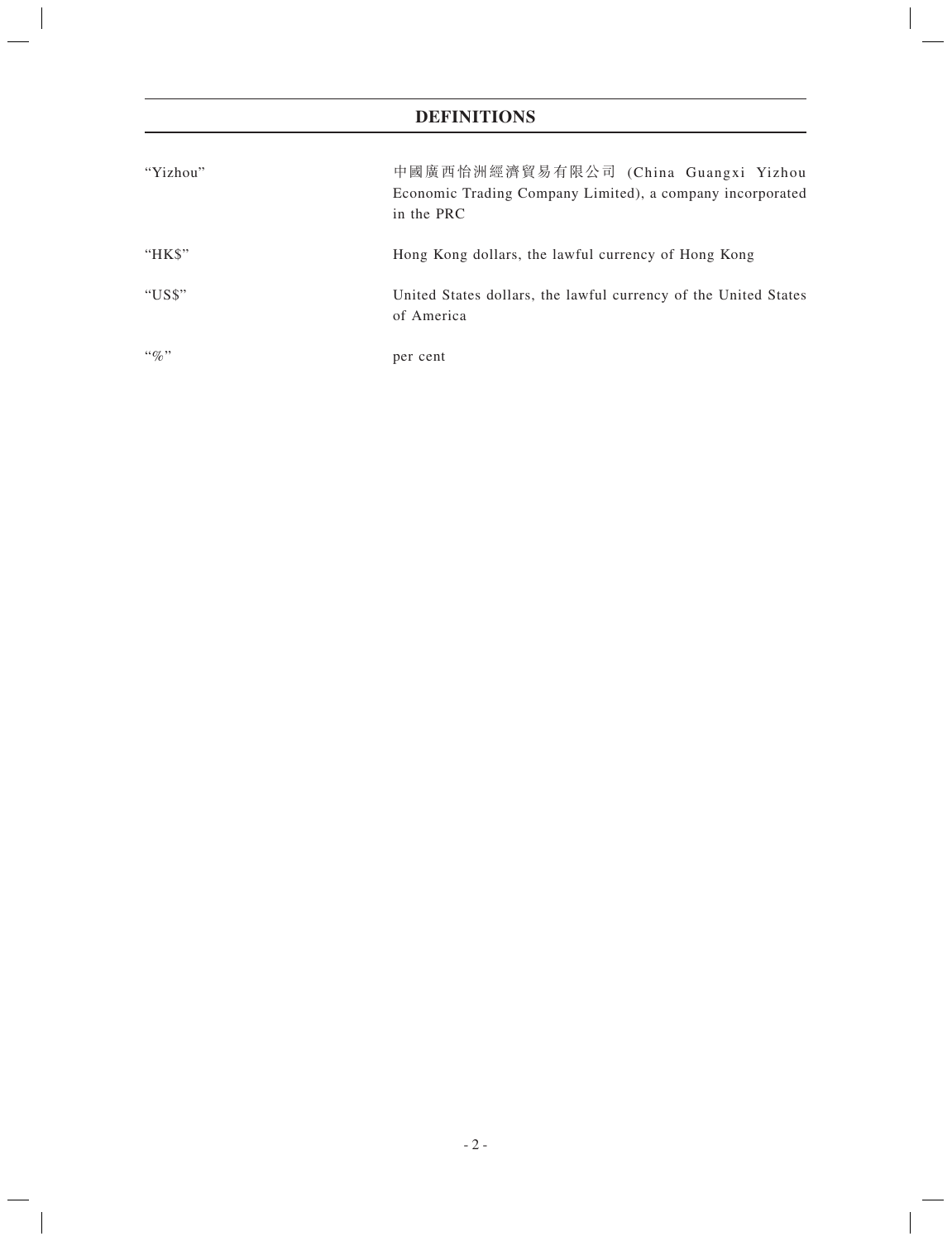## DEFINITIONS

| | |
|---|---|
| "Yizhou" | 中國廣西怡洲經濟貿易有限公司 (China Guangxi Yizhou Economic Trading Company Limited), a company incorporated in the PRC |
| "HK$" | Hong Kong dollars, the lawful currency of Hong Kong |
| "US$" | United States dollars, the lawful currency of the United States of America |
| "%" | per cent |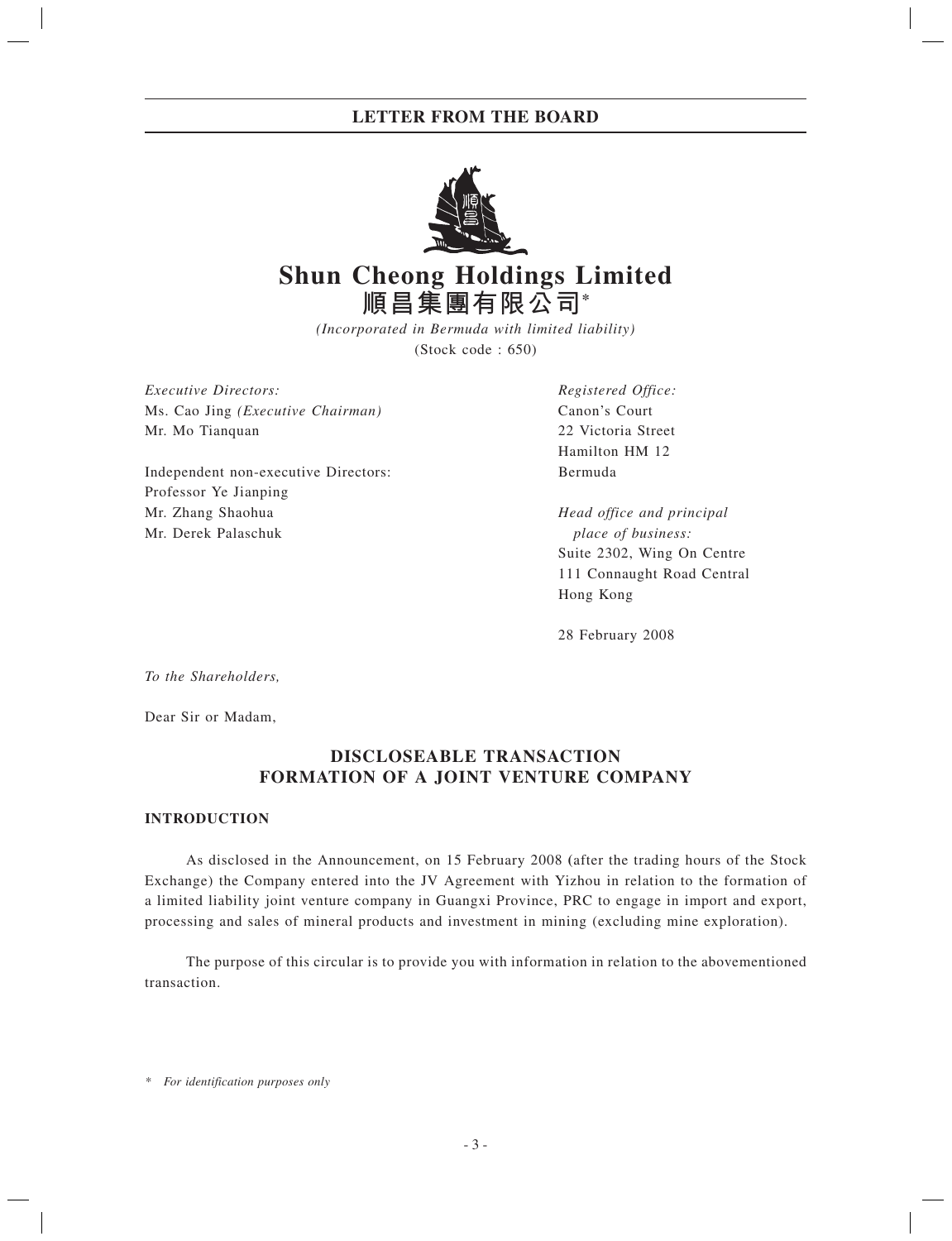## LETTER FROM THE BOARD

# Shun Cheong Holdings Limited
# 順昌集團有限公司*

*(Incorporated in Bermuda with limited liability)*
(Stock code : 650)

*Executive Directors:*
Ms. Cao Jing *(Executive Chairman)*
Mr. Mo Tianquan

Independent non-executive Directors:
Professor Ye Jianping
Mr. Zhang Shaohua
Mr. Derek Palaschuk

*Registered Office:*
Canon's Court
22 Victoria Street
Hamilton HM 12
Bermuda

*Head office and principal place of business:*
Suite 2302, Wing On Centre
111 Connaught Road Central
Hong Kong

28 February 2008

*To the Shareholders,*

Dear Sir or Madam,

## DISCLOSEABLE TRANSACTION
## FORMATION OF A JOINT VENTURE COMPANY

### INTRODUCTION

As disclosed in the Announcement, on 15 February 2008 (after the trading hours of the Stock Exchange) the Company entered into the JV Agreement with Yizhou in relation to the formation of a limited liability joint venture company in Guangxi Province, PRC to engage in import and export, processing and sales of mineral products and investment in mining (excluding mine exploration).

The purpose of this circular is to provide you with information in relation to the abovementioned transaction.

\* *For identification purposes only*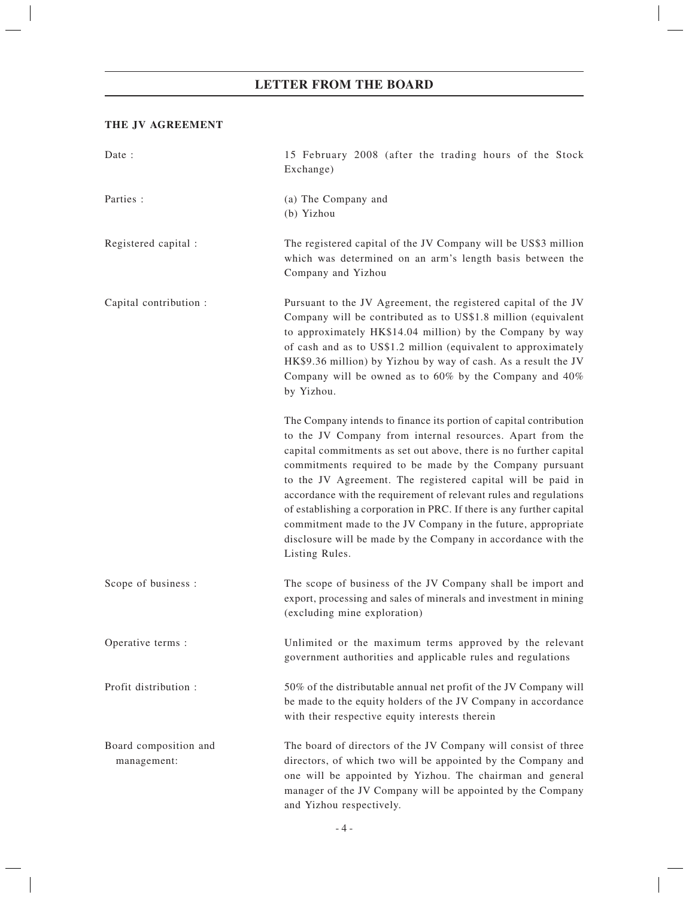## THE JV AGREEMENT

| | |
|---|---|
| Date : | 15 February 2008 (after the trading hours of the Stock Exchange) |
| Parties : | (a) The Company and<br>(b) Yizhou |
| Registered capital : | The registered capital of the JV Company will be US$3 million which was determined on an arm's length basis between the Company and Yizhou |
| Capital contribution : | Pursuant to the JV Agreement, the registered capital of the JV Company will be contributed as to US$1.8 million (equivalent to approximately HK$14.04 million) by the Company by way of cash and as to US$1.2 million (equivalent to approximately HK$9.36 million) by Yizhou by way of cash. As a result the JV Company will be owned as to 60% by the Company and 40% by Yizhou.<br><br>The Company intends to finance its portion of capital contribution to the JV Company from internal resources. Apart from the capital commitments as set out above, there is no further capital commitments required to be made by the Company pursuant to the JV Agreement. The registered capital will be paid in accordance with the requirement of relevant rules and regulations of establishing a corporation in PRC. If there is any further capital commitment made to the JV Company in the future, appropriate disclosure will be made by the Company in accordance with the Listing Rules. |
| Scope of business : | The scope of business of the JV Company shall be import and export, processing and sales of minerals and investment in mining (excluding mine exploration) |
| Operative terms : | Unlimited or the maximum terms approved by the relevant government authorities and applicable rules and regulations |
| Profit distribution : | 50% of the distributable annual net profit of the JV Company will be made to the equity holders of the JV Company in accordance with their respective equity interests therein |
| Board composition and management: | The board of directors of the JV Company will consist of three directors, of which two will be appointed by the Company and one will be appointed by Yizhou. The chairman and general manager of the JV Company will be appointed by the Company and Yizhou respectively. |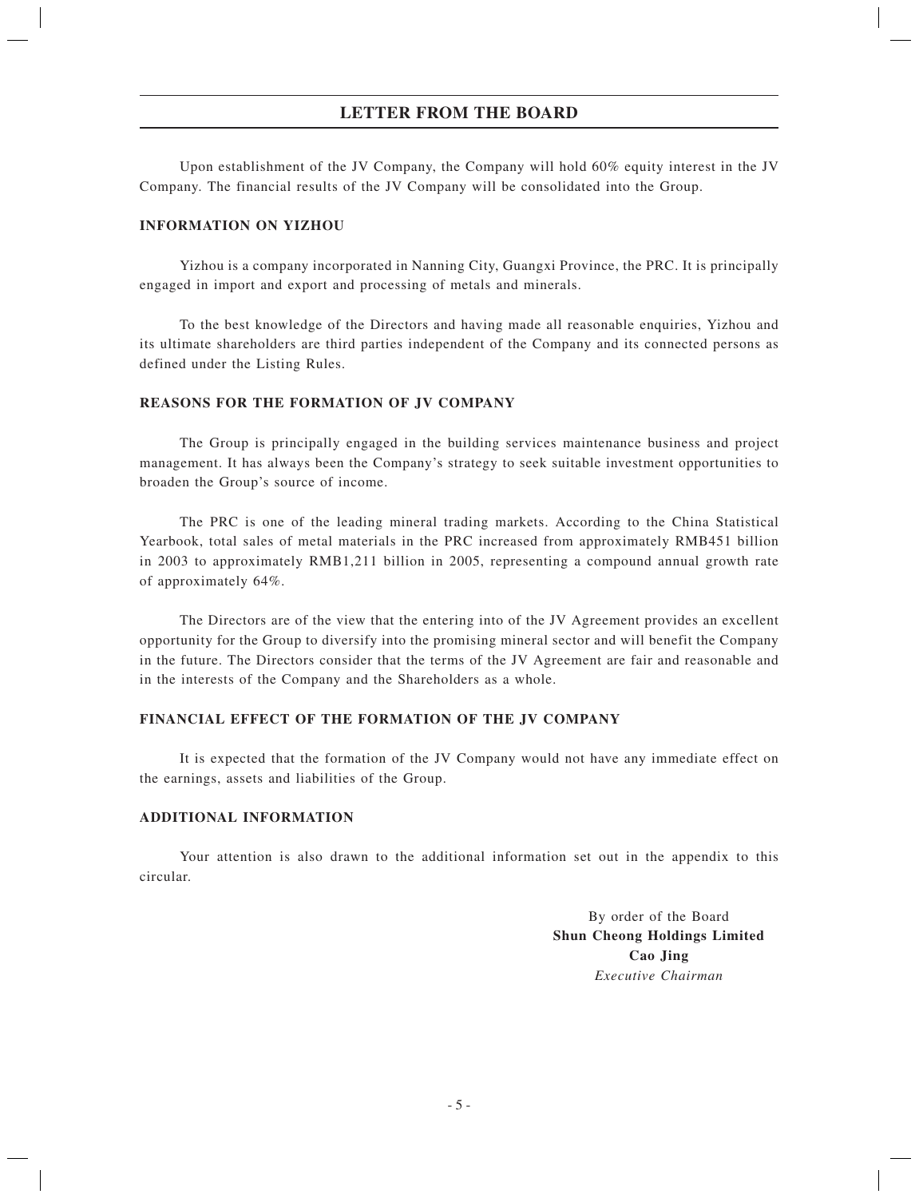## LETTER FROM THE BOARD

Upon establishment of the JV Company, the Company will hold 60% equity interest in the JV Company. The financial results of the JV Company will be consolidated into the Group.

### INFORMATION ON YIZHOU

Yizhou is a company incorporated in Nanning City, Guangxi Province, the PRC. It is principally engaged in import and export and processing of metals and minerals.

To the best knowledge of the Directors and having made all reasonable enquiries, Yizhou and its ultimate shareholders are third parties independent of the Company and its connected persons as defined under the Listing Rules.

### REASONS FOR THE FORMATION OF JV COMPANY

The Group is principally engaged in the building services maintenance business and project management. It has always been the Company's strategy to seek suitable investment opportunities to broaden the Group's source of income.

The PRC is one of the leading mineral trading markets. According to the China Statistical Yearbook, total sales of metal materials in the PRC increased from approximately RMB451 billion in 2003 to approximately RMB1,211 billion in 2005, representing a compound annual growth rate of approximately 64%.

The Directors are of the view that the entering into of the JV Agreement provides an excellent opportunity for the Group to diversify into the promising mineral sector and will benefit the Company in the future. The Directors consider that the terms of the JV Agreement are fair and reasonable and in the interests of the Company and the Shareholders as a whole.

### FINANCIAL EFFECT OF THE FORMATION OF THE JV COMPANY

It is expected that the formation of the JV Company would not have any immediate effect on the earnings, assets and liabilities of the Group.

### ADDITIONAL INFORMATION

Your attention is also drawn to the additional information set out in the appendix to this circular.

By order of the Board
**Shun Cheong Holdings Limited**
**Cao Jing**
*Executive Chairman*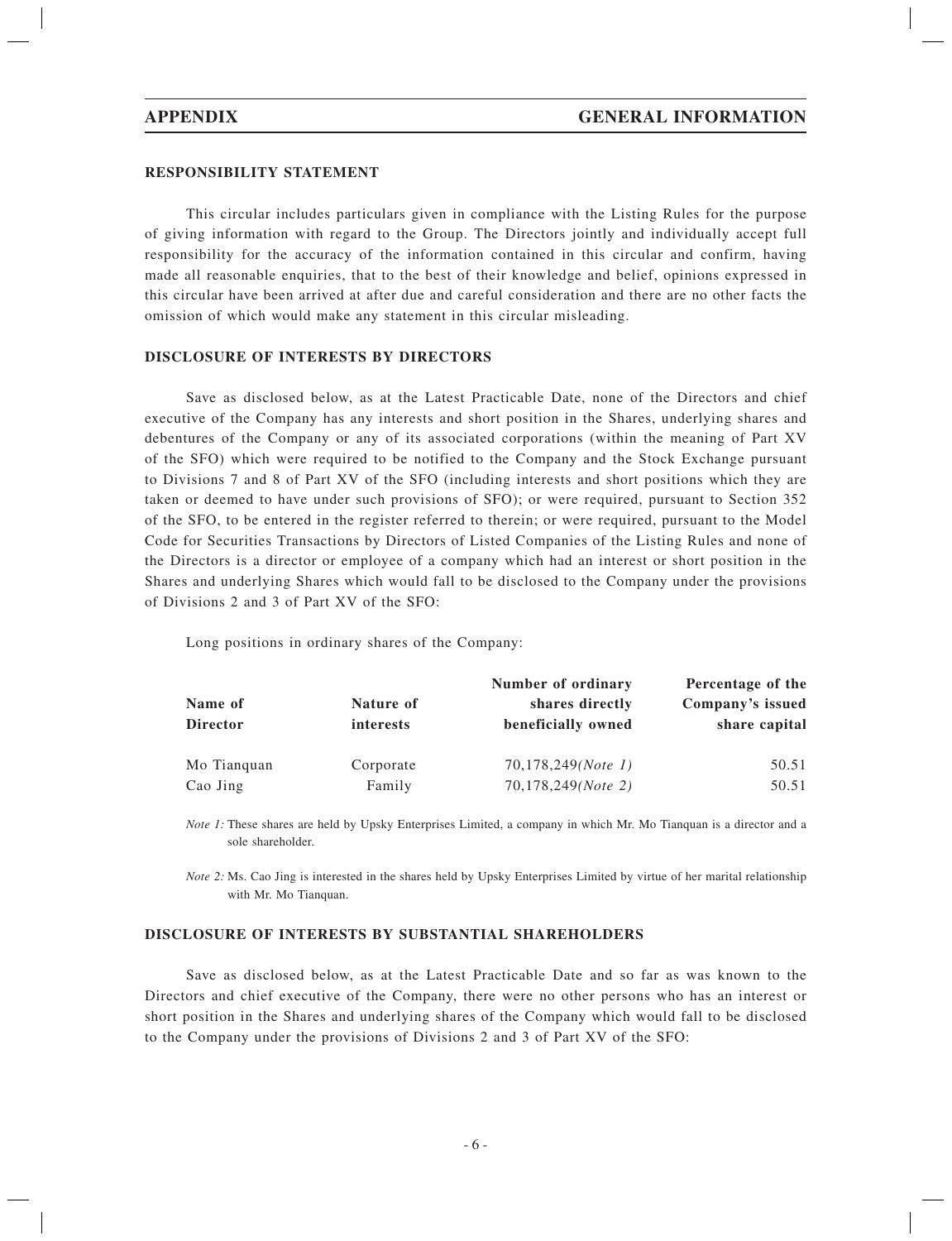## APPENDIX GENERAL INFORMATION

### RESPONSIBILITY STATEMENT

This circular includes particulars given in compliance with the Listing Rules for the purpose of giving information with regard to the Group. The Directors jointly and individually accept full responsibility for the accuracy of the information contained in this circular and confirm, having made all reasonable enquiries, that to the best of their knowledge and belief, opinions expressed in this circular have been arrived at after due and careful consideration and there are no other facts the omission of which would make any statement in this circular misleading.

### DISCLOSURE OF INTERESTS BY DIRECTORS

Save as disclosed below, as at the Latest Practicable Date, none of the Directors and chief executive of the Company has any interests and short position in the Shares, underlying shares and debentures of the Company or any of its associated corporations (within the meaning of Part XV of the SFO) which were required to be notified to the Company and the Stock Exchange pursuant to Divisions 7 and 8 of Part XV of the SFO (including interests and short positions which they are taken or deemed to have under such provisions of SFO); or were required, pursuant to Section 352 of the SFO, to be entered in the register referred to therein; or were required, pursuant to the Model Code for Securities Transactions by Directors of Listed Companies of the Listing Rules and none of the Directors is a director or employee of a company which had an interest or short position in the Shares and underlying Shares which would fall to be disclosed to the Company under the provisions of Divisions 2 and 3 of Part XV of the SFO:

Long positions in ordinary shares of the Company:

| Name of Director | Nature of interests | Number of ordinary shares directly beneficially owned | Percentage of the Company's issued share capital |
|---|---|---|---|
| Mo Tianquan | Corporate | 70,178,249*(Note 1)* | 50.51 |
| Cao Jing | Family | 70,178,249*(Note 2)* | 50.51 |

*Note 1:* These shares are held by Upsky Enterprises Limited, a company in which Mr. Mo Tianquan is a director and a sole shareholder.

*Note 2:* Ms. Cao Jing is interested in the shares held by Upsky Enterprises Limited by virtue of her marital relationship with Mr. Mo Tianquan.

### DISCLOSURE OF INTERESTS BY SUBSTANTIAL SHAREHOLDERS

Save as disclosed below, as at the Latest Practicable Date and so far as was known to the Directors and chief executive of the Company, there were no other persons who has an interest or short position in the Shares and underlying shares of the Company which would fall to be disclosed to the Company under the provisions of Divisions 2 and 3 of Part XV of the SFO: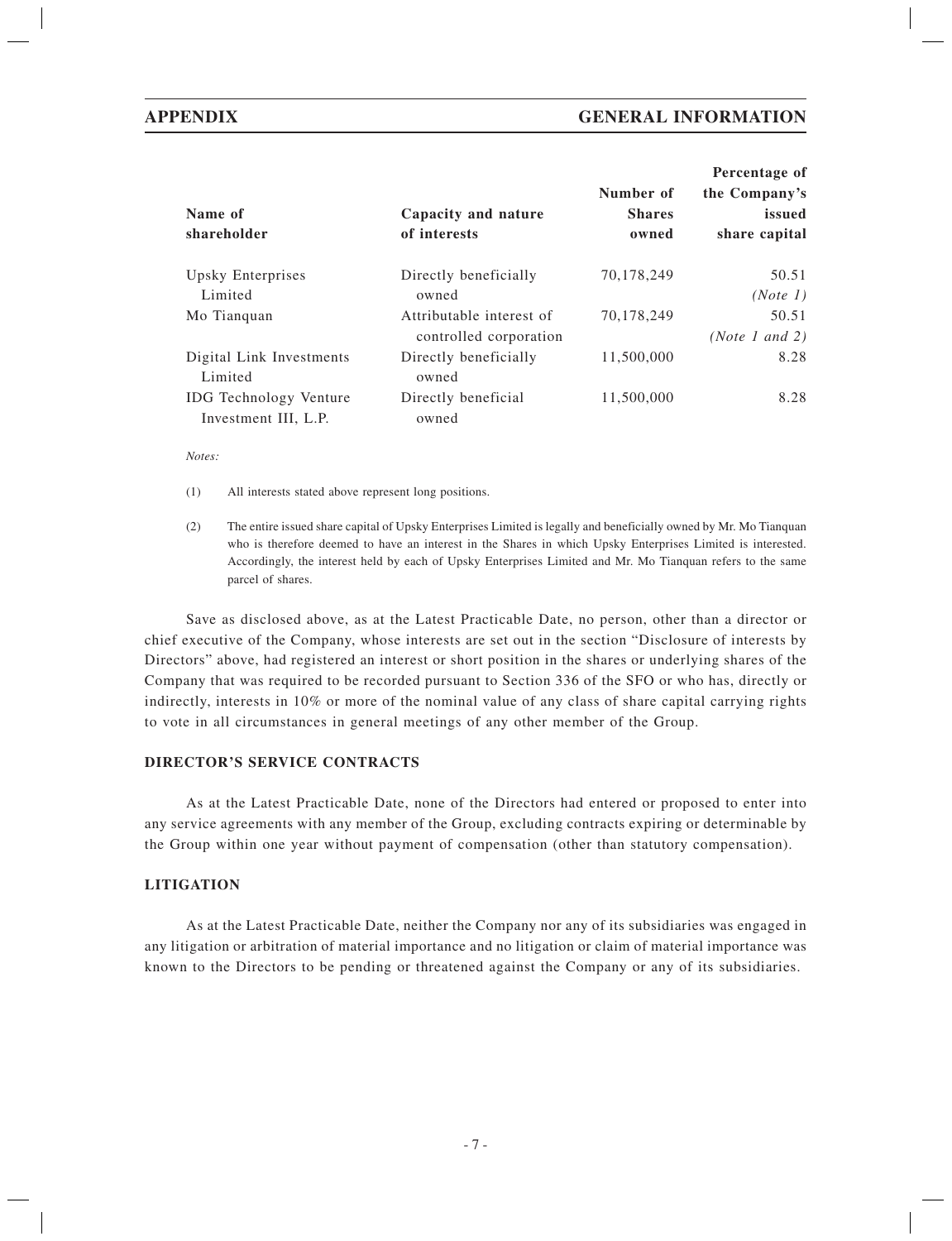| Name of shareholder | Capacity and nature of interests | Number of Shares owned | Percentage of the Company's issued share capital |
|---|---|---|---|
| Upsky Enterprises Limited | Directly beneficially owned | 70,178,249 | 50.51 *(Note 1)* |
| Mo Tianquan | Attributable interest of controlled corporation | 70,178,249 | 50.51 *(Note 1 and 2)* |
| Digital Link Investments Limited | Directly beneficially owned | 11,500,000 | 8.28 |
| IDG Technology Venture Investment III, L.P. | Directly beneficial owned | 11,500,000 | 8.28 |

*Notes:*

(1) All interests stated above represent long positions.

(2) The entire issued share capital of Upsky Enterprises Limited is legally and beneficially owned by Mr. Mo Tianquan who is therefore deemed to have an interest in the Shares in which Upsky Enterprises Limited is interested. Accordingly, the interest held by each of Upsky Enterprises Limited and Mr. Mo Tianquan refers to the same parcel of shares.

Save as disclosed above, as at the Latest Practicable Date, no person, other than a director or chief executive of the Company, whose interests are set out in the section "Disclosure of interests by Directors" above, had registered an interest or short position in the shares or underlying shares of the Company that was required to be recorded pursuant to Section 336 of the SFO or who has, directly or indirectly, interests in 10% or more of the nominal value of any class of share capital carrying rights to vote in all circumstances in general meetings of any other member of the Group.

## DIRECTOR'S SERVICE CONTRACTS

As at the Latest Practicable Date, none of the Directors had entered or proposed to enter into any service agreements with any member of the Group, excluding contracts expiring or determinable by the Group within one year without payment of compensation (other than statutory compensation).

## LITIGATION

As at the Latest Practicable Date, neither the Company nor any of its subsidiaries was engaged in any litigation or arbitration of material importance and no litigation or claim of material importance was known to the Directors to be pending or threatened against the Company or any of its subsidiaries.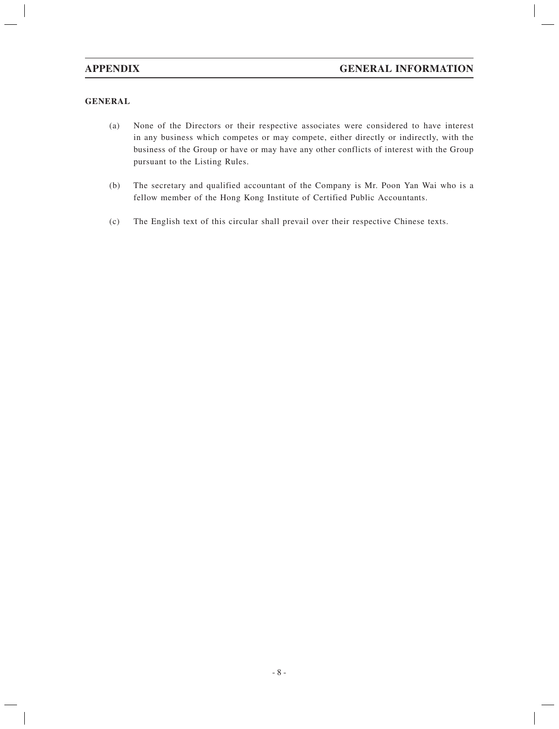## GENERAL

(a) None of the Directors or their respective associates were considered to have interest in any business which competes or may compete, either directly or indirectly, with the business of the Group or have or may have any other conflicts of interest with the Group pursuant to the Listing Rules.

(b) The secretary and qualified accountant of the Company is Mr. Poon Yan Wai who is a fellow member of the Hong Kong Institute of Certified Public Accountants.

(c) The English text of this circular shall prevail over their respective Chinese texts.